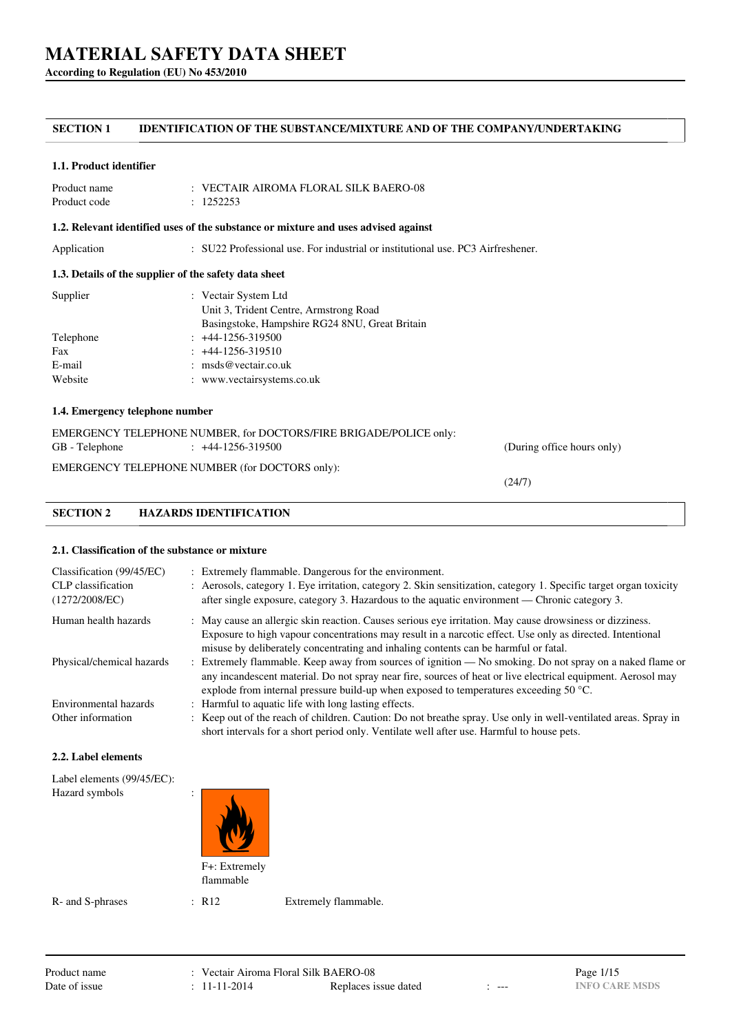# MATERIAL SAFETY DATA SHEET

**According to Regulation (EU) No 453/2010**

## SECTION 1 IDENTIFICATION OF THE SUBSTANCE/MIXTURE AND OF THE COMPANY/UNDERTAKING

### 1.1. Product identifier

| | |
|---|---|
| Product name | : VECTAIR AIROMA FLORAL SILK BAERO-08 |
| Product code | : 1252253 |

### 1.2. Relevant identified uses of the substance or mixture and uses advised against

| | |
|---|---|
| Application | : SU22 Professional use. For industrial or institutional use. PC3 Airfreshener. |

### 1.3. Details of the supplier of the safety data sheet

| | |
|---|---|
| Supplier | : Vectair System Ltd<br>Unit 3, Trident Centre, Armstrong Road<br>Basingstoke, Hampshire RG24 8NU, Great Britain |
| Telephone | : +44-1256-319500 |
| Fax | : +44-1256-319510 |
| E-mail | : msds@vectair.co.uk |
| Website | : www.vectairsystems.co.uk |

### 1.4. Emergency telephone number

EMERGENCY TELEPHONE NUMBER, for DOCTORS/FIRE BRIGADE/POLICE only:

GB - Telephone : +44-1256-319500 (During office hours only)

EMERGENCY TELEPHONE NUMBER (for DOCTORS only):

(24/7)

## SECTION 2 HAZARDS IDENTIFICATION

### 2.1. Classification of the substance or mixture

| | |
|---|---|
| Classification (99/45/EC) | : Extremely flammable. Dangerous for the environment. |
| CLP classification (1272/2008/EC) | : Aerosols, category 1. Eye irritation, category 2. Skin sensitization, category 1. Specific target organ toxicity after single exposure, category 3. Hazardous to the aquatic environment — Chronic category 3. |
| Human health hazards | : May cause an allergic skin reaction. Causes serious eye irritation. May cause drowsiness or dizziness. Exposure to high vapour concentrations may result in a narcotic effect. Use only as directed. Intentional misuse by deliberately concentrating and inhaling contents can be harmful or fatal. |
| Physical/chemical hazards | : Extremely flammable. Keep away from sources of ignition — No smoking. Do not spray on a naked flame or any incandescent material. Do not spray near fire, sources of heat or live electrical equipment. Aerosol may explode from internal pressure build-up when exposed to temperatures exceeding 50 °C. |
| Environmental hazards | : Harmful to aquatic life with long lasting effects. |
| Other information | : Keep out of the reach of children. Caution: Do not breathe spray. Use only in well-ventilated areas. Spray in short intervals for a short period only. Ventilate well after use. Harmful to house pets. |

### 2.2. Label elements

Label elements (99/45/EC):

Hazard symbols :

F+: Extremely flammable

R- and S-phrases : R12 Extremely flammable.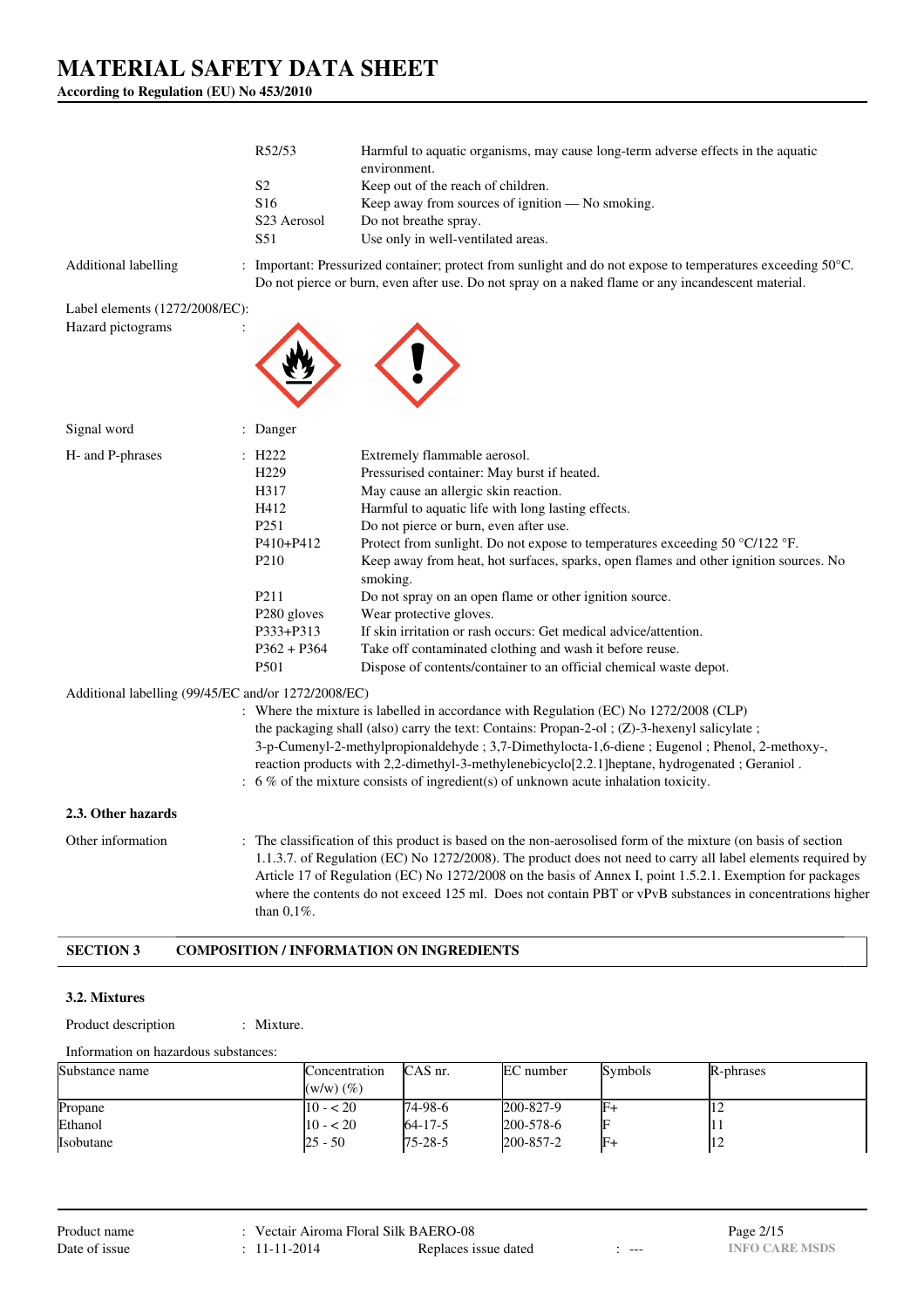| | | |
|---|---|---|
| | R52/53 | Harmful to aquatic organisms, may cause long-term adverse effects in the aquatic environment. |
| | S2 | Keep out of the reach of children. |
| | S16 | Keep away from sources of ignition — No smoking. |
| | S23 Aerosol | Do not breathe spray. |
| | S51 | Use only in well-ventilated areas. |

Additional labelling : Important: Pressurized container; protect from sunlight and do not expose to temperatures exceeding 50°C. Do not pierce or burn, even after use. Do not spray on a naked flame or any incandescent material.

Label elements (1272/2008/EC):

Hazard pictograms :

Signal word : Danger

H- and P-phrases :

| | |
|---|---|
| H222 | Extremely flammable aerosol. |
| H229 | Pressurised container: May burst if heated. |
| H317 | May cause an allergic skin reaction. |
| H412 | Harmful to aquatic life with long lasting effects. |
| P251 | Do not pierce or burn, even after use. |
| P410+P412 | Protect from sunlight. Do not expose to temperatures exceeding 50 °C/122 °F. |
| P210 | Keep away from heat, hot surfaces, sparks, open flames and other ignition sources. No smoking. |
| P211 | Do not spray on an open flame or other ignition source. |
| P280 gloves | Wear protective gloves. |
| P333+P313 | If skin irritation or rash occurs: Get medical advice/attention. |
| P362 + P364 | Take off contaminated clothing and wash it before reuse. |
| P501 | Dispose of contents/container to an official chemical waste depot. |

Additional labelling (99/45/EC and/or 1272/2008/EC)

: Where the mixture is labelled in accordance with Regulation (EC) No 1272/2008 (CLP) the packaging shall (also) carry the text: Contains: Propan-2-ol ; (Z)-3-hexenyl salicylate ; 3-p-Cumenyl-2-methylpropionaldehyde ; 3,7-Dimethylocta-1,6-diene ; Eugenol ; Phenol, 2-methoxy-, reaction products with 2,2-dimethyl-3-methylenebicyclo[2.2.1]heptane, hydrogenated ; Geraniol .

: 6 % of the mixture consists of ingredient(s) of unknown acute inhalation toxicity.

### 2.3. Other hazards

Other information : The classification of this product is based on the non-aerosolised form of the mixture (on basis of section 1.1.3.7. of Regulation (EC) No 1272/2008). The product does not need to carry all label elements required by Article 17 of Regulation (EC) No 1272/2008 on the basis of Annex I, point 1.5.2.1. Exemption for packages where the contents do not exceed 125 ml. Does not contain PBT or vPvB substances in concentrations higher than 0,1%.

## SECTION 3 COMPOSITION / INFORMATION ON INGREDIENTS

### 3.2. Mixtures

Product description : Mixture.

Information on hazardous substances:

| Substance name | Concentration (w/w) (%) | CAS nr. | EC number | Symbols | R-phrases |
|---|---|---|---|---|---|
| Propane | 10 - < 20 | 74-98-6 | 200-827-9 | F+ | 12 |
| Ethanol | 10 - < 20 | 64-17-5 | 200-578-6 | F | 11 |
| Isobutane | 25 - 50 | 75-28-5 | 200-857-2 | F+ | 12 |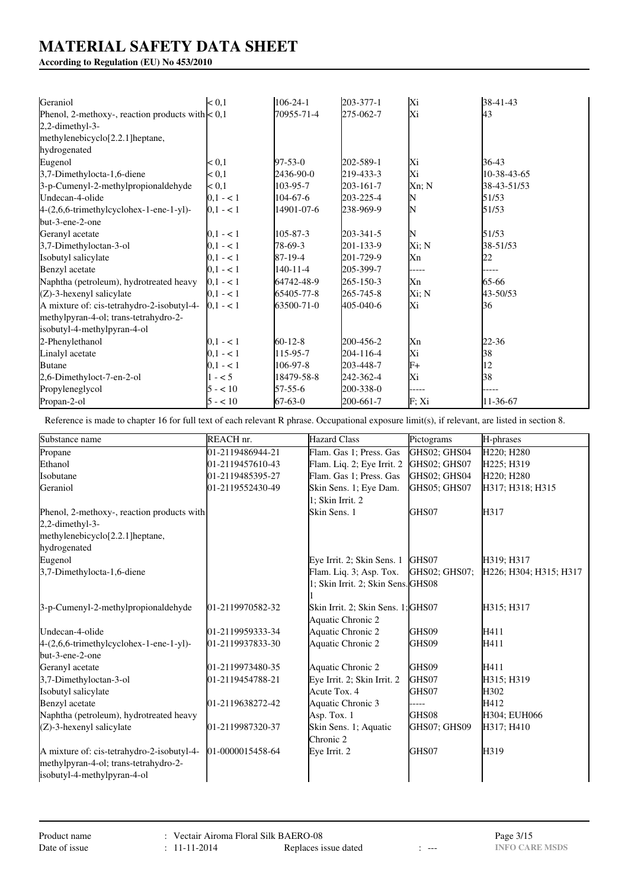# MATERIAL SAFETY DATA SHEET

**According to Regulation (EU) No 453/2010**

| | | | | | |
|---|---|---|---|---|---|
| Geraniol | < 0,1 | 106-24-1 | 203-377-1 | Xi | 38-41-43 |
| Phenol, 2-methoxy-, reaction products with 2,2-dimethyl-3-methylenebicyclo[2.2.1]heptane, hydrogenated | < 0,1 | 70955-71-4 | 275-062-7 | Xi | 43 |
| Eugenol | < 0,1 | 97-53-0 | 202-589-1 | Xi | 36-43 |
| 3,7-Dimethylocta-1,6-diene | < 0,1 | 2436-90-0 | 219-433-3 | Xi | 10-38-43-65 |
| 3-p-Cumenyl-2-methylpropionaldehyde | < 0,1 | 103-95-7 | 203-161-7 | Xn; N | 38-43-51/53 |
| Undecan-4-olide | 0,1 - < 1 | 104-67-6 | 203-225-4 | N | 51/53 |
| 4-(2,6,6-trimethylcyclohex-1-ene-1-yl)-but-3-ene-2-one | 0,1 - < 1 | 14901-07-6 | 238-969-9 | N | 51/53 |
| Geranyl acetate | 0,1 - < 1 | 105-87-3 | 203-341-5 | N | 51/53 |
| 3,7-Dimethyloctan-3-ol | 0,1 - < 1 | 78-69-3 | 201-133-9 | Xi; N | 38-51/53 |
| Isobutyl salicylate | 0,1 - < 1 | 87-19-4 | 201-729-9 | Xn | 22 |
| Benzyl acetate | 0,1 - < 1 | 140-11-4 | 205-399-7 | ----- | ----- |
| Naphtha (petroleum), hydrotreated heavy | 0,1 - < 1 | 64742-48-9 | 265-150-3 | Xn | 65-66 |
| (Z)-3-hexenyl salicylate | 0,1 - < 1 | 65405-77-8 | 265-745-8 | Xi; N | 43-50/53 |
| A mixture of: cis-tetrahydro-2-isobutyl-4-methylpyran-4-ol; trans-tetrahydro-2-isobutyl-4-methylpyran-4-ol | 0,1 - < 1 | 63500-71-0 | 405-040-6 | Xi | 36 |
| 2-Phenylethanol | 0,1 - < 1 | 60-12-8 | 200-456-2 | Xn | 22-36 |
| Linalyl acetate | 0,1 - < 1 | 115-95-7 | 204-116-4 | Xi | 38 |
| Butane | 0,1 - < 1 | 106-97-8 | 203-448-7 | F+ | 12 |
| 2,6-Dimethyloct-7-en-2-ol | 1 - < 5 | 18479-58-8 | 242-362-4 | Xi | 38 |
| Propyleneglycol | 5 - < 10 | 57-55-6 | 200-338-0 | ----- | ----- |
| Propan-2-ol | 5 - < 10 | 67-63-0 | 200-661-7 | F; Xi | 11-36-67 |

Reference is made to chapter 16 for full text of each relevant R phrase. Occupational exposure limit(s), if relevant, are listed in section 8.

| Substance name | REACH nr. | Hazard Class | Pictograms | H-phrases |
|---|---|---|---|---|
| Propane | 01-2119486944-21 | Flam. Gas 1; Press. Gas | GHS02; GHS04 | H220; H280 |
| Ethanol | 01-2119457610-43 | Flam. Liq. 2; Eye Irrit. 2 | GHS02; GHS07 | H225; H319 |
| Isobutane | 01-2119485395-27 | Flam. Gas 1; Press. Gas | GHS02; GHS04 | H220; H280 |
| Geraniol | 01-2119552430-49 | Skin Sens. 1; Eye Dam. 1; Skin Irrit. 2 | GHS05; GHS07 | H317; H318; H315 |
| Phenol, 2-methoxy-, reaction products with 2,2-dimethyl-3-methylenebicyclo[2.2.1]heptane, hydrogenated | | Skin Sens. 1 | GHS07 | H317 |
| Eugenol | | Eye Irrit. 2; Skin Sens. 1 | GHS07 | H319; H317 |
| 3,7-Dimethylocta-1,6-diene | | Flam. Liq. 3; Asp. Tox. 1; Skin Irrit. 2; Skin Sens. 1 | GHS02; GHS07; GHS08 | H226; H304; H315; H317 |
| 3-p-Cumenyl-2-methylpropionaldehyde | 01-2119970582-32 | Skin Irrit. 2; Skin Sens. 1; Aquatic Chronic 2 | GHS07 | H315; H317 |
| Undecan-4-olide | 01-2119959333-34 | Aquatic Chronic 2 | GHS09 | H411 |
| 4-(2,6,6-trimethylcyclohex-1-ene-1-yl)-but-3-ene-2-one | 01-2119937833-30 | Aquatic Chronic 2 | GHS09 | H411 |
| Geranyl acetate | 01-2119973480-35 | Aquatic Chronic 2 | GHS09 | H411 |
| 3,7-Dimethyloctan-3-ol | 01-2119454788-21 | Eye Irrit. 2; Skin Irrit. 2 | GHS07 | H315; H319 |
| Isobutyl salicylate | | Acute Tox. 4 | GHS07 | H302 |
| Benzyl acetate | 01-2119638272-42 | Aquatic Chronic 3 | ----- | H412 |
| Naphtha (petroleum), hydrotreated heavy | | Asp. Tox. 1 | GHS08 | H304; EUH066 |
| (Z)-3-hexenyl salicylate | 01-2119987320-37 | Skin Sens. 1; Aquatic Chronic 2 | GHS07; GHS09 | H317; H410 |
| A mixture of: cis-tetrahydro-2-isobutyl-4-methylpyran-4-ol; trans-tetrahydro-2-isobutyl-4-methylpyran-4-ol | 01-0000015458-64 | Eye Irrit. 2 | GHS07 | H319 |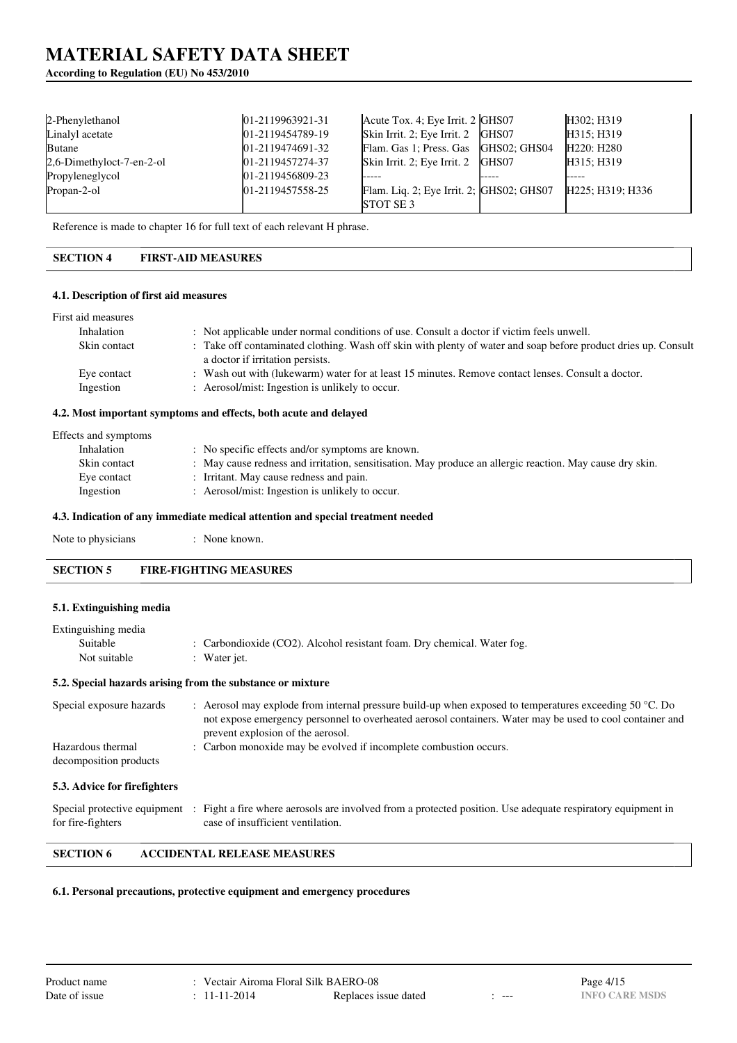| | | | | |
|---|---|---|---|---|
| 2-Phenylethanol | 01-2119963921-31 | Acute Tox. 4; Eye Irrit. 2 | GHS07 | H302; H319 |
| Linalyl acetate | 01-2119454789-19 | Skin Irrit. 2; Eye Irrit. 2 | GHS07 | H315; H319 |
| Butane | 01-2119474691-32 | Flam. Gas 1; Press. Gas | GHS02; GHS04 | H220: H280 |
| 2,6-Dimethyloct-7-en-2-ol | 01-2119457274-37 | Skin Irrit. 2; Eye Irrit. 2 | GHS07 | H315; H319 |
| Propyleneglycol | 01-2119456809-23 | ----- | ----- | ----- |
| Propan-2-ol | 01-2119457558-25 | Flam. Liq. 2; Eye Irrit. 2; STOT SE 3 | GHS02; GHS07 | H225; H319; H336 |

Reference is made to chapter 16 for full text of each relevant H phrase.

## SECTION 4 FIRST-AID MEASURES

### 4.1. Description of first aid measures

First aid measures

- Inhalation : Not applicable under normal conditions of use. Consult a doctor if victim feels unwell.
- Skin contact : Take off contaminated clothing. Wash off skin with plenty of water and soap before product dries up. Consult a doctor if irritation persists.
- Eye contact : Wash out with (lukewarm) water for at least 15 minutes. Remove contact lenses. Consult a doctor.
- Ingestion : Aerosol/mist: Ingestion is unlikely to occur.

### 4.2. Most important symptoms and effects, both acute and delayed

Effects and symptoms

- Inhalation : No specific effects and/or symptoms are known.
- Skin contact : May cause redness and irritation, sensitisation. May produce an allergic reaction. May cause dry skin.
- Eye contact : Irritant. May cause redness and pain.
- Ingestion : Aerosol/mist: Ingestion is unlikely to occur.

### 4.3. Indication of any immediate medical attention and special treatment needed

Note to physicians : None known.

## SECTION 5 FIRE-FIGHTING MEASURES

### 5.1. Extinguishing media

Extinguishing media

- Suitable : Carbondioxide ($CO_2$). Alcohol resistant foam. Dry chemical. Water fog.
- Not suitable : Water jet.

### 5.2. Special hazards arising from the substance or mixture

Special exposure hazards : Aerosol may explode from internal pressure build-up when exposed to temperatures exceeding 50 °C. Do not expose emergency personnel to overheated aerosol containers. Water may be used to cool container and prevent explosion of the aerosol.

Hazardous thermal decomposition products : Carbon monoxide may be evolved if incomplete combustion occurs.

### 5.3. Advice for firefighters

Special protective equipment for fire-fighters : Fight a fire where aerosols are involved from a protected position. Use adequate respiratory equipment in case of insufficient ventilation.

## SECTION 6 ACCIDENTAL RELEASE MEASURES

### 6.1. Personal precautions, protective equipment and emergency procedures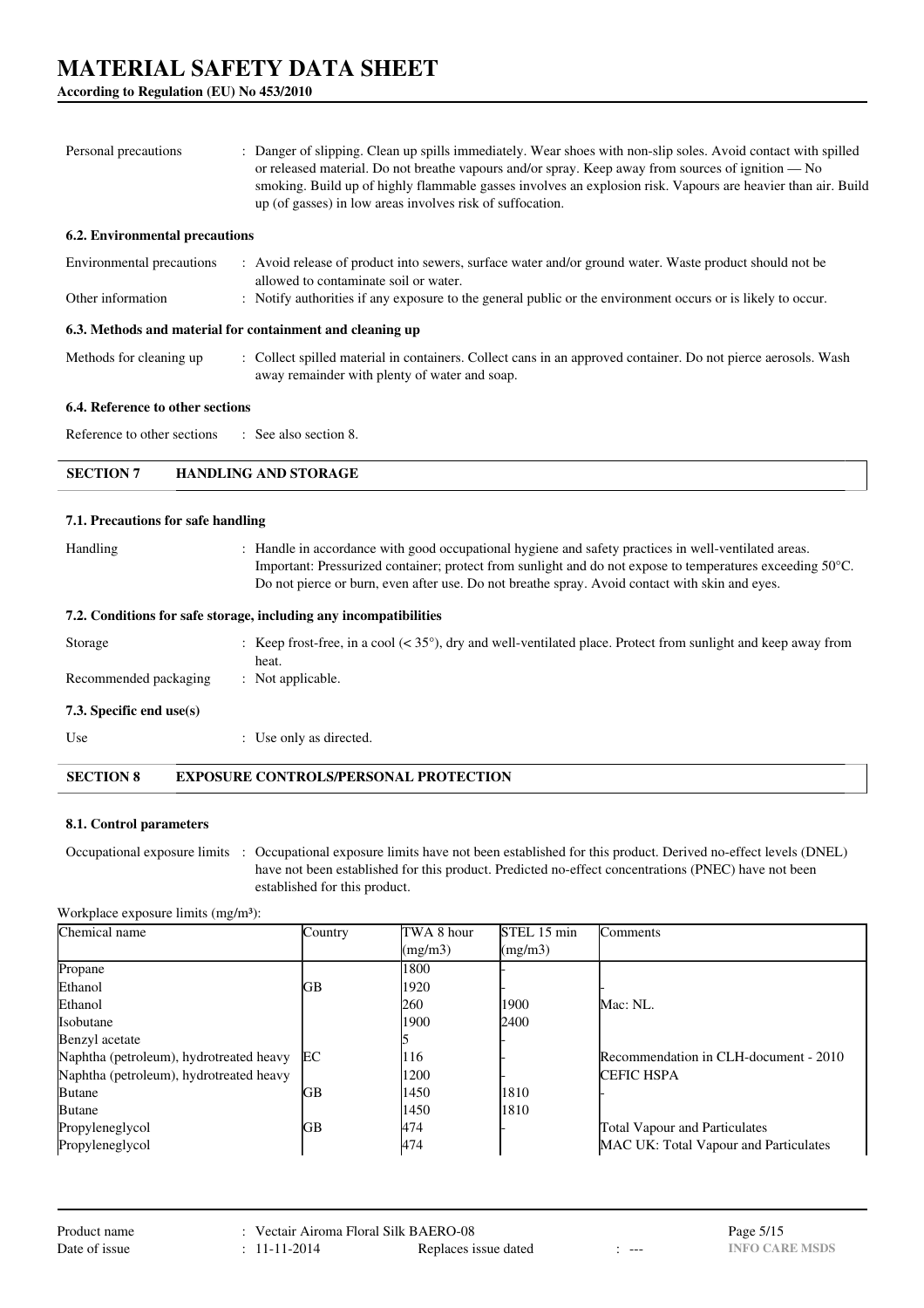Personal precautions : Danger of slipping. Clean up spills immediately. Wear shoes with non-slip soles. Avoid contact with spilled or released material. Do not breathe vapours and/or spray. Keep away from sources of ignition — No smoking. Build up of highly flammable gasses involves an explosion risk. Vapours are heavier than air. Build up (of gasses) in low areas involves risk of suffocation.

### 6.2. Environmental precautions

Environmental precautions : Avoid release of product into sewers, surface water and/or ground water. Waste product should not be allowed to contaminate soil or water.

Other information : Notify authorities if any exposure to the general public or the environment occurs or is likely to occur.

### 6.3. Methods and material for containment and cleaning up

Methods for cleaning up : Collect spilled material in containers. Collect cans in an approved container. Do not pierce aerosols. Wash away remainder with plenty of water and soap.

### 6.4. Reference to other sections

Reference to other sections : See also section 8.

## SECTION 7 HANDLING AND STORAGE

### 7.1. Precautions for safe handling

Handling : Handle in accordance with good occupational hygiene and safety practices in well-ventilated areas. Important: Pressurized container; protect from sunlight and do not expose to temperatures exceeding 50°C. Do not pierce or burn, even after use. Do not breathe spray. Avoid contact with skin and eyes.

### 7.2. Conditions for safe storage, including any incompatibilities

Storage : Keep frost-free, in a cool (< 35°), dry and well-ventilated place. Protect from sunlight and keep away from heat.

Recommended packaging : Not applicable.

### 7.3. Specific end use(s)

Use : Use only as directed.

## SECTION 8 EXPOSURE CONTROLS/PERSONAL PROTECTION

### 8.1. Control parameters

Occupational exposure limits : Occupational exposure limits have not been established for this product. Derived no-effect levels (DNEL) have not been established for this product. Predicted no-effect concentrations (PNEC) have not been established for this product.

Workplace exposure limits (mg/m³):

| Chemical name | Country | TWA 8 hour (mg/m3) | STEL 15 min (mg/m3) | Comments |
|---|---|---|---|---|
| Propane | | 1800 | - | |
| Ethanol | GB | 1920 | - | - |
| Ethanol | | 260 | 1900 | Mac: NL. |
| Isobutane | | 1900 | 2400 | |
| Benzyl acetate | | 5 | - | |
| Naphtha (petroleum), hydrotreated heavy | EC | 116 | - | Recommendation in CLH-document - 2010 |
| Naphtha (petroleum), hydrotreated heavy | | 1200 | - | CEFIC HSPA |
| Butane | GB | 1450 | 1810 | - |
| Butane | | 1450 | 1810 | |
| Propyleneglycol | GB | 474 | - | Total Vapour and Particulates |
| Propyleneglycol | | 474 | | MAC UK: Total Vapour and Particulates |

Product name : Vectair Airoma Floral Silk BAERO-08

Date of issue : 11-11-2014 Replaces issue dated : ---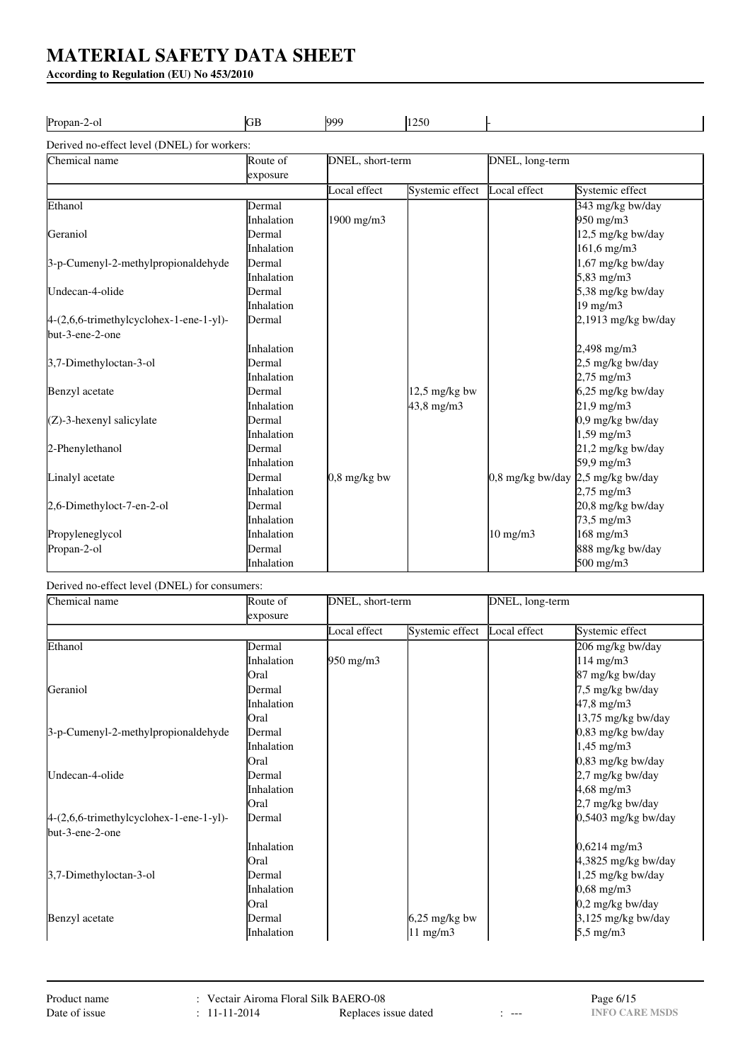# MATERIAL SAFETY DATA SHEET

**According to Regulation (EU) No 453/2010**

| Propan-2-ol | GB | 999 | 1250 | - |
|---|---|---|---|---|

Derived no-effect level (DNEL) for workers:

| Chemical name | Route of exposure | DNEL, short-term | | DNEL, long-term | |
|---|---|---|---|---|---|
| | | Local effect | Systemic effect | Local effect | Systemic effect |
| Ethanol | Dermal | | | | 343 mg/kg bw/day |
| | Inhalation | 1900 mg/m3 | | | 950 mg/m3 |
| Geraniol | Dermal | | | | 12,5 mg/kg bw/day |
| | Inhalation | | | | 161,6 mg/m3 |
| 3-p-Cumenyl-2-methylpropionaldehyde | Dermal | | | | 1,67 mg/kg bw/day |
| | Inhalation | | | | 5,83 mg/m3 |
| Undecan-4-olide | Dermal | | | | 5,38 mg/kg bw/day |
| | Inhalation | | | | 19 mg/m3 |
| 4-(2,6,6-trimethylcyclohex-1-ene-1-yl)-but-3-ene-2-one | Dermal | | | | 2,1913 mg/kg bw/day |
| | Inhalation | | | | 2,498 mg/m3 |
| 3,7-Dimethyloctan-3-ol | Dermal | | | | 2,5 mg/kg bw/day |
| | Inhalation | | | | 2,75 mg/m3 |
| Benzyl acetate | Dermal | | 12,5 mg/kg bw | | 6,25 mg/kg bw/day |
| | Inhalation | | 43,8 mg/m3 | | 21,9 mg/m3 |
| (Z)-3-hexenyl salicylate | Dermal | | | | 0,9 mg/kg bw/day |
| | Inhalation | | | | 1,59 mg/m3 |
| 2-Phenylethanol | Dermal | | | | 21,2 mg/kg bw/day |
| | Inhalation | | | | 59,9 mg/m3 |
| Linalyl acetate | Dermal | 0,8 mg/kg bw | | 0,8 mg/kg bw/day | 2,5 mg/kg bw/day |
| | Inhalation | | | | 2,75 mg/m3 |
| 2,6-Dimethyloct-7-en-2-ol | Dermal | | | | 20,8 mg/kg bw/day |
| | Inhalation | | | | 73,5 mg/m3 |
| Propyleneglycol | Inhalation | | | 10 mg/m3 | 168 mg/m3 |
| Propan-2-ol | Dermal | | | | 888 mg/kg bw/day |
| | Inhalation | | | | 500 mg/m3 |

Derived no-effect level (DNEL) for consumers:

| Chemical name | Route of exposure | DNEL, short-term | | DNEL, long-term | |
|---|---|---|---|---|---|
| | | Local effect | Systemic effect | Local effect | Systemic effect |
| Ethanol | Dermal | | | | 206 mg/kg bw/day |
| | Inhalation | 950 mg/m3 | | | 114 mg/m3 |
| | Oral | | | | 87 mg/kg bw/day |
| Geraniol | Dermal | | | | 7,5 mg/kg bw/day |
| | Inhalation | | | | 47,8 mg/m3 |
| | Oral | | | | 13,75 mg/kg bw/day |
| 3-p-Cumenyl-2-methylpropionaldehyde | Dermal | | | | 0,83 mg/kg bw/day |
| | Inhalation | | | | 1,45 mg/m3 |
| | Oral | | | | 0,83 mg/kg bw/day |
| Undecan-4-olide | Dermal | | | | 2,7 mg/kg bw/day |
| | Inhalation | | | | 4,68 mg/m3 |
| | Oral | | | | 2,7 mg/kg bw/day |
| 4-(2,6,6-trimethylcyclohex-1-ene-1-yl)-but-3-ene-2-one | Dermal | | | | 0,5403 mg/kg bw/day |
| | Inhalation | | | | 0,6214 mg/m3 |
| | Oral | | | | 4,3825 mg/kg bw/day |
| 3,7-Dimethyloctan-3-ol | Dermal | | | | 1,25 mg/kg bw/day |
| | Inhalation | | | | 0,68 mg/m3 |
| | Oral | | | | 0,2 mg/kg bw/day |
| Benzyl acetate | Dermal | | 6,25 mg/kg bw | | 3,125 mg/kg bw/day |
| | Inhalation | | 11 mg/m3 | | 5,5 mg/m3 |

Product name : Vectair Airoma Floral Silk BAERO-08
Date of issue : 11-11-2014 Replaces issue dated : ---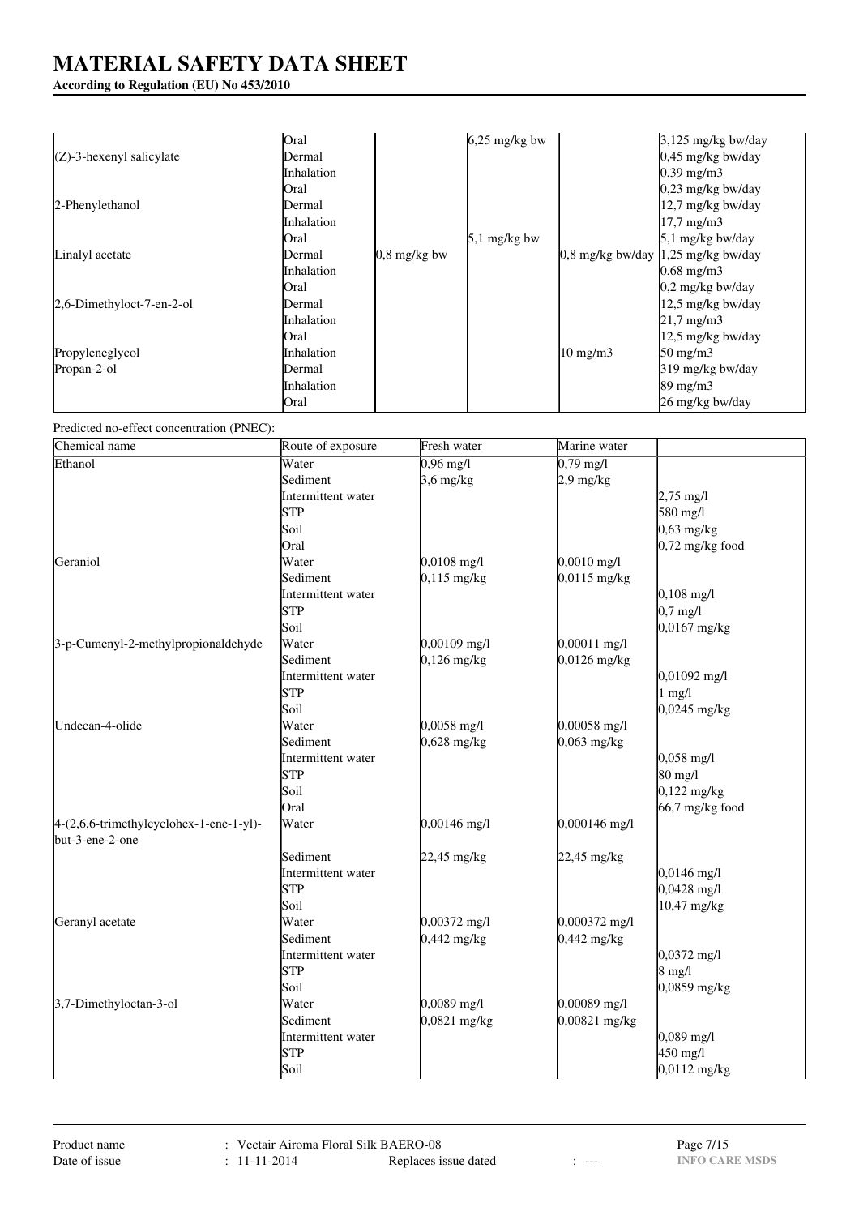| | | | | | |
|---|---|---|---|---|---|
| | Oral | | 6,25 mg/kg bw | | 3,125 mg/kg bw/day |
| (Z)-3-hexenyl salicylate | Dermal | | | | 0,45 mg/kg bw/day |
| | Inhalation | | | | 0,39 mg/m3 |
| | Oral | | | | 0,23 mg/kg bw/day |
| 2-Phenylethanol | Dermal | | | | 12,7 mg/kg bw/day |
| | Inhalation | | | | 17,7 mg/m3 |
| | Oral | | 5,1 mg/kg bw | | 5,1 mg/kg bw/day |
| Linalyl acetate | Dermal | 0,8 mg/kg bw | | 0,8 mg/kg bw/day | 1,25 mg/kg bw/day |
| | Inhalation | | | | 0,68 mg/m3 |
| | Oral | | | | 0,2 mg/kg bw/day |
| 2,6-Dimethyloct-7-en-2-ol | Dermal | | | | 12,5 mg/kg bw/day |
| | Inhalation | | | | 21,7 mg/m3 |
| | Oral | | | | 12,5 mg/kg bw/day |
| Propyleneglycol | Inhalation | | | 10 mg/m3 | 50 mg/m3 |
| Propan-2-ol | Dermal | | | | 319 mg/kg bw/day |
| | Inhalation | | | | 89 mg/m3 |
| | Oral | | | | 26 mg/kg bw/day |

Predicted no-effect concentration (PNEC):

| Chemical name | Route of exposure | Fresh water | Marine water | |
|---|---|---|---|---|
| Ethanol | Water | 0,96 mg/l | 0,79 mg/l | |
| | Sediment | 3,6 mg/kg | 2,9 mg/kg | |
| | Intermittent water | | | 2,75 mg/l |
| | STP | | | 580 mg/l |
| | Soil | | | 0,63 mg/kg |
| | Oral | | | 0,72 mg/kg food |
| Geraniol | Water | 0,0108 mg/l | 0,0010 mg/l | |
| | Sediment | 0,115 mg/kg | 0,0115 mg/kg | |
| | Intermittent water | | | 0,108 mg/l |
| | STP | | | 0,7 mg/l |
| | Soil | | | 0,0167 mg/kg |
| 3-p-Cumenyl-2-methylpropionaldehyde | Water | 0,00109 mg/l | 0,00011 mg/l | |
| | Sediment | 0,126 mg/kg | 0,0126 mg/kg | |
| | Intermittent water | | | 0,01092 mg/l |
| | STP | | | 1 mg/l |
| | Soil | | | 0,0245 mg/kg |
| Undecan-4-olide | Water | 0,0058 mg/l | 0,00058 mg/l | |
| | Sediment | 0,628 mg/kg | 0,063 mg/kg | |
| | Intermittent water | | | 0,058 mg/l |
| | STP | | | 80 mg/l |
| | Soil | | | 0,122 mg/kg |
| | Oral | | | 66,7 mg/kg food |
| 4-(2,6,6-trimethylcyclohex-1-ene-1-yl)-but-3-ene-2-one | Water | 0,00146 mg/l | 0,000146 mg/l | |
| | Sediment | 22,45 mg/kg | 22,45 mg/kg | |
| | Intermittent water | | | 0,0146 mg/l |
| | STP | | | 0,0428 mg/l |
| | Soil | | | 10,47 mg/kg |
| Geranyl acetate | Water | 0,00372 mg/l | 0,000372 mg/l | |
| | Sediment | 0,442 mg/kg | 0,442 mg/kg | |
| | Intermittent water | | | 0,0372 mg/l |
| | STP | | | 8 mg/l |
| | Soil | | | 0,0859 mg/kg |
| 3,7-Dimethyloctan-3-ol | Water | 0,0089 mg/l | 0,00089 mg/l | |
| | Sediment | 0,0821 mg/kg | 0,00821 mg/kg | |
| | Intermittent water | | | 0,089 mg/l |
| | STP | | | 450 mg/l |
| | Soil | | | 0,0112 mg/kg |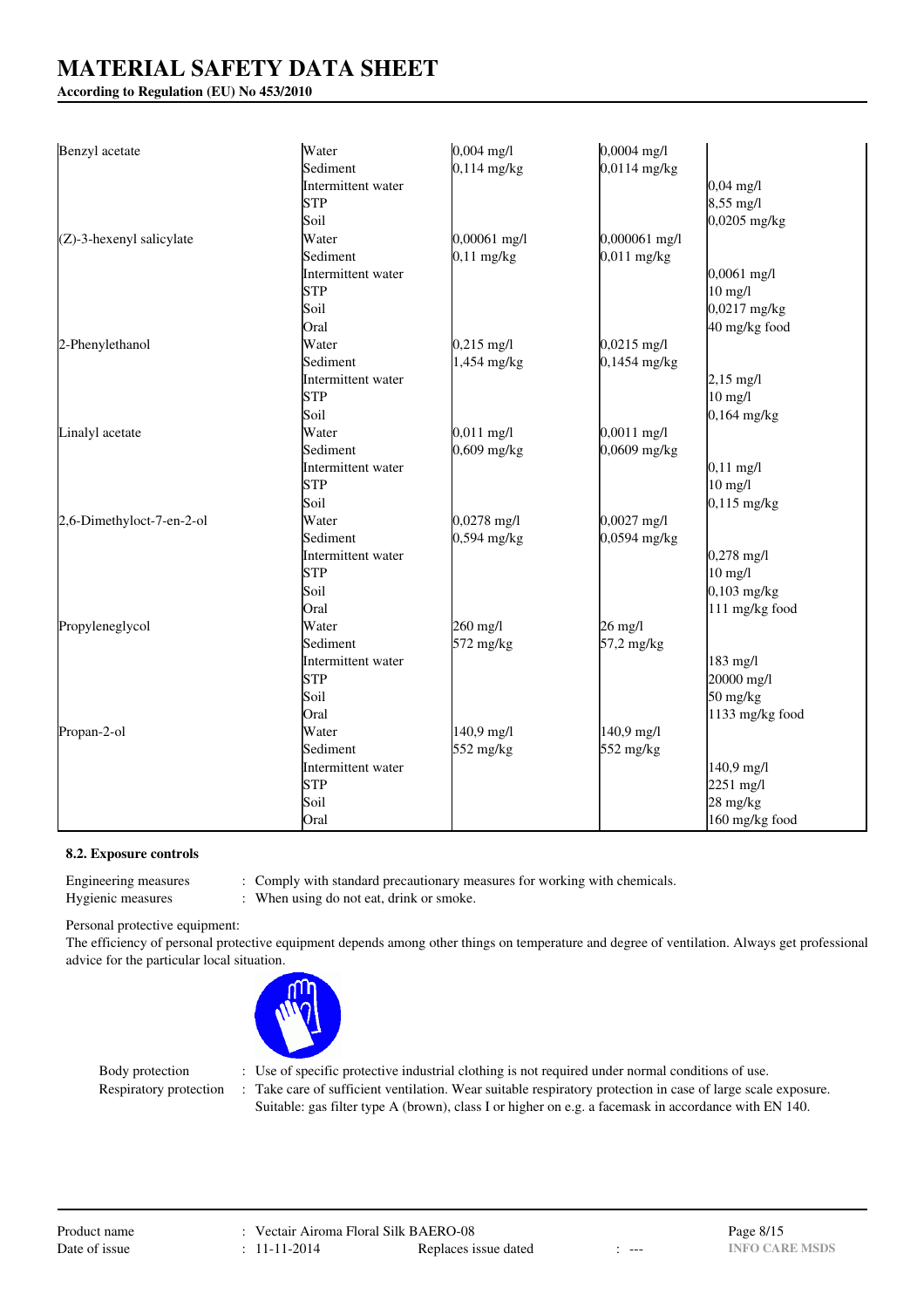| | | | | |
|---|---|---|---|---|
| Benzyl acetate | Water | 0,004 mg/l | 0,0004 mg/l | |
| | Sediment | 0,114 mg/kg | 0,0114 mg/kg | |
| | Intermittent water | | | 0,04 mg/l |
| | STP | | | 8,55 mg/l |
| | Soil | | | 0,0205 mg/kg |
| (Z)-3-hexenyl salicylate | Water | 0,00061 mg/l | 0,000061 mg/l | |
| | Sediment | 0,11 mg/kg | 0,011 mg/kg | |
| | Intermittent water | | | 0,0061 mg/l |
| | STP | | | 10 mg/l |
| | Soil | | | 0,0217 mg/kg |
| | Oral | | | 40 mg/kg food |
| 2-Phenylethanol | Water | 0,215 mg/l | 0,0215 mg/l | |
| | Sediment | 1,454 mg/kg | 0,1454 mg/kg | |
| | Intermittent water | | | 2,15 mg/l |
| | STP | | | 10 mg/l |
| | Soil | | | 0,164 mg/kg |
| Linalyl acetate | Water | 0,011 mg/l | 0,0011 mg/l | |
| | Sediment | 0,609 mg/kg | 0,0609 mg/kg | |
| | Intermittent water | | | 0,11 mg/l |
| | STP | | | 10 mg/l |
| | Soil | | | 0,115 mg/kg |
| 2,6-Dimethyloct-7-en-2-ol | Water | 0,0278 mg/l | 0,0027 mg/l | |
| | Sediment | 0,594 mg/kg | 0,0594 mg/kg | |
| | Intermittent water | | | 0,278 mg/l |
| | STP | | | 10 mg/l |
| | Soil | | | 0,103 mg/kg |
| | Oral | | | 111 mg/kg food |
| Propyleneglycol | Water | 260 mg/l | 26 mg/l | |
| | Sediment | 572 mg/kg | 57,2 mg/kg | |
| | Intermittent water | | | 183 mg/l |
| | STP | | | 20000 mg/l |
| | Soil | | | 50 mg/kg |
| | Oral | | | 1133 mg/kg food |
| Propan-2-ol | Water | 140,9 mg/l | 140,9 mg/l | |
| | Sediment | 552 mg/kg | 552 mg/kg | |
| | Intermittent water | | | 140,9 mg/l |
| | STP | | | 2251 mg/l |
| | Soil | | | 28 mg/kg |
| | Oral | | | 160 mg/kg food |

### 8.2. Exposure controls

Engineering measures : Comply with standard precautionary measures for working with chemicals.

Hygienic measures : When using do not eat, drink or smoke.

Personal protective equipment:

The efficiency of personal protective equipment depends among other things on temperature and degree of ventilation. Always get professional advice for the particular local situation.

Body protection : Use of specific protective industrial clothing is not required under normal conditions of use.

Respiratory protection : Take care of sufficient ventilation. Wear suitable respiratory protection in case of large scale exposure. Suitable: gas filter type A (brown), class I or higher on e.g. a facemask in accordance with EN 140.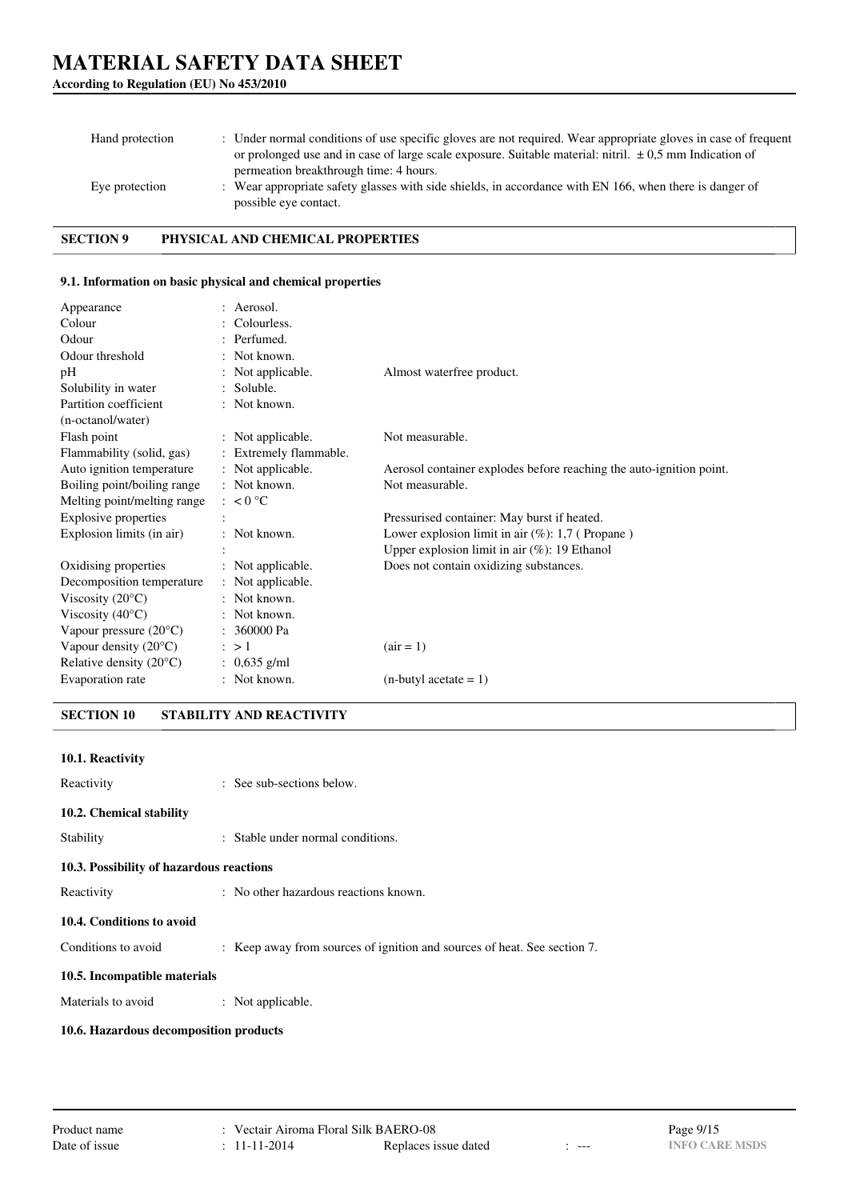| | | |
|---|---|---|
| Hand protection | : | Under normal conditions of use specific gloves are not required. Wear appropriate gloves in case of frequent or prolonged use and in case of large scale exposure. Suitable material: nitril. ± 0,5 mm Indication of permeation breakthrough time: 4 hours. |
| Eye protection | : | Wear appropriate safety glasses with side shields, in accordance with EN 166, when there is danger of possible eye contact. |

## SECTION 9 PHYSICAL AND CHEMICAL PROPERTIES

### 9.1. Information on basic physical and chemical properties

| | | |
|---|---|---|
| Appearance | : Aerosol. | |
| Colour | : Colourless. | |
| Odour | : Perfumed. | |
| Odour threshold | : Not known. | |
| pH | : Not applicable. | Almost waterfree product. |
| Solubility in water | : Soluble. | |
| Partition coefficient (n-octanol/water) | : Not known. | |
| Flash point | : Not applicable. | Not measurable. |
| Flammability (solid, gas) | : Extremely flammable. | |
| Auto ignition temperature | : Not applicable. | Aerosol container explodes before reaching the auto-ignition point. |
| Boiling point/boiling range | : Not known. | Not measurable. |
| Melting point/melting range | : < 0 °C | |
| Explosive properties | : | Pressurised container: May burst if heated. |
| Explosion limits (in air) | : Not known. | Lower explosion limit in air (%): 1,7 ( Propane ) |
| | : | Upper explosion limit in air (%): 19 Ethanol |
| Oxidising properties | : Not applicable. | Does not contain oxidizing substances. |
| Decomposition temperature | : Not applicable. | |
| Viscosity (20°C) | : Not known. | |
| Viscosity (40°C) | : Not known. | |
| Vapour pressure (20°C) | : 360000 Pa | |
| Vapour density (20°C) | : > 1 | (air = 1) |
| Relative density (20°C) | : 0,635 g/ml | |
| Evaporation rate | : Not known. | (n-butyl acetate = 1) |

## SECTION 10 STABILITY AND REACTIVITY

### 10.1. Reactivity

Reactivity : See sub-sections below.

### 10.2. Chemical stability

Stability : Stable under normal conditions.

### 10.3. Possibility of hazardous reactions

Reactivity : No other hazardous reactions known.

### 10.4. Conditions to avoid

Conditions to avoid : Keep away from sources of ignition and sources of heat. See section 7.

### 10.5. Incompatible materials

Materials to avoid : Not applicable.

### 10.6. Hazardous decomposition products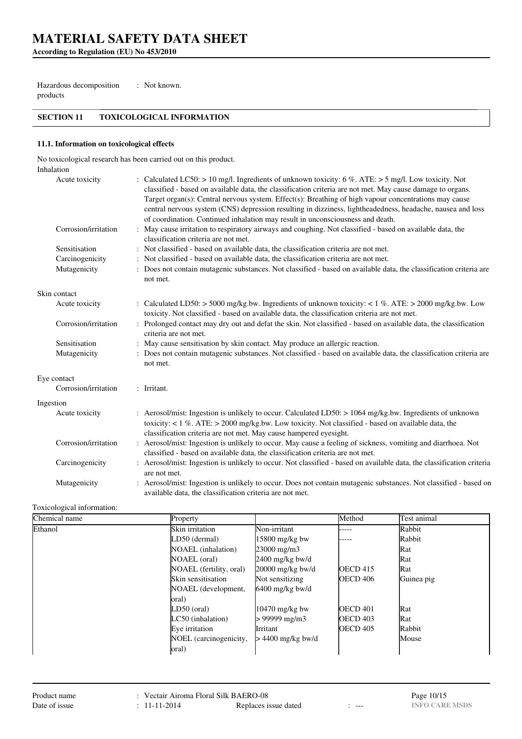Hazardous decomposition products : Not known.

## SECTION 11 TOXICOLOGICAL INFORMATION

### 11.1. Information on toxicological effects

No toxicological research has been carried out on this product.

Inhalation

| | |
|---|---|
| Acute toxicity | : Calculated LC50: > 10 mg/l. Ingredients of unknown toxicity: 6 %. ATE: > 5 mg/l. Low toxicity. Not classified - based on available data, the classification criteria are not met. May cause damage to organs. Target organ(s): Central nervous system. Effect(s): Breathing of high vapour concentrations may cause central nervous system (CNS) depression resulting in dizziness, lightheadedness, headache, nausea and loss of coordination. Continued inhalation may result in unconsciousness and death. |
| Corrosion/irritation | : May cause irritation to respiratory airways and coughing. Not classified - based on available data, the classification criteria are not met. |
| Sensitisation | : Not classified - based on available data, the classification criteria are not met. |
| Carcinogenicity | : Not classified - based on available data, the classification criteria are not met. |
| Mutagenicity | : Does not contain mutagenic substances. Not classified - based on available data, the classification criteria are not met. |

Skin contact

| | |
|---|---|
| Acute toxicity | : Calculated LD50: > 5000 mg/kg.bw. Ingredients of unknown toxicity: < 1 %. ATE: > 2000 mg/kg.bw. Low toxicity. Not classified - based on available data, the classification criteria are not met. |
| Corrosion/irritation | : Prolonged contact may dry out and defat the skin. Not classified - based on available data, the classification criteria are not met. |
| Sensitisation | : May cause sensitisation by skin contact. May produce an allergic reaction. |
| Mutagenicity | : Does not contain mutagenic substances. Not classified - based on available data, the classification criteria are not met. |

Eye contact

| | |
|---|---|
| Corrosion/irritation | : Irritant. |

Ingestion

| | |
|---|---|
| Acute toxicity | : Aerosol/mist: Ingestion is unlikely to occur. Calculated LD50: > 1064 mg/kg.bw. Ingredients of unknown toxicity: < 1 %. ATE: > 2000 mg/kg.bw. Low toxicity. Not classified - based on available data, the classification criteria are not met. May cause hampered eyesight. |
| Corrosion/irritation | : Aerosol/mist: Ingestion is unlikely to occur. May cause a feeling of sickness, vomiting and diarrhoea. Not classified - based on available data, the classification criteria are not met. |
| Carcinogenicity | : Aerosol/mist: Ingestion is unlikely to occur. Not classified - based on available data, the classification criteria are not met. |
| Mutagenicity | : Aerosol/mist: Ingestion is unlikely to occur. Does not contain mutagenic substances. Not classified - based on available data, the classification criteria are not met. |

Toxicological information:

| Chemical name | Property | | Method | Test animal |
|---|---|---|---|---|
| Ethanol | Skin irritation | Non-irritant | ----- | Rabbit |
| | LD50 (dermal) | 15800 mg/kg bw | ----- | Rabbit |
| | NOAEL (inhalation) | 23000 mg/m3 | | Rat |
| | NOAEL (oral) | 2400 mg/kg bw/d | | Rat |
| | NOAEL (fertility, oral) | 20000 mg/kg bw/d | OECD 415 | Rat |
| | Skin sensitisation | Not sensitizing | OECD 406 | Guinea pig |
| | NOAEL (development, oral) | 6400 mg/kg bw/d | | |
| | LD50 (oral) | 10470 mg/kg bw | OECD 401 | Rat |
| | LC50 (inhalation) | > 99999 mg/m3 | OECD 403 | Rat |
| | Eye irritation | Irritant | OECD 405 | Rabbit |
| | NOEL (carcinogenicity, oral) | > 4400 mg/kg bw/d | | Mouse |

Product name : Vectair Airoma Floral Silk BAERO-08

Date of issue : 11-11-2014 Replaces issue dated : ---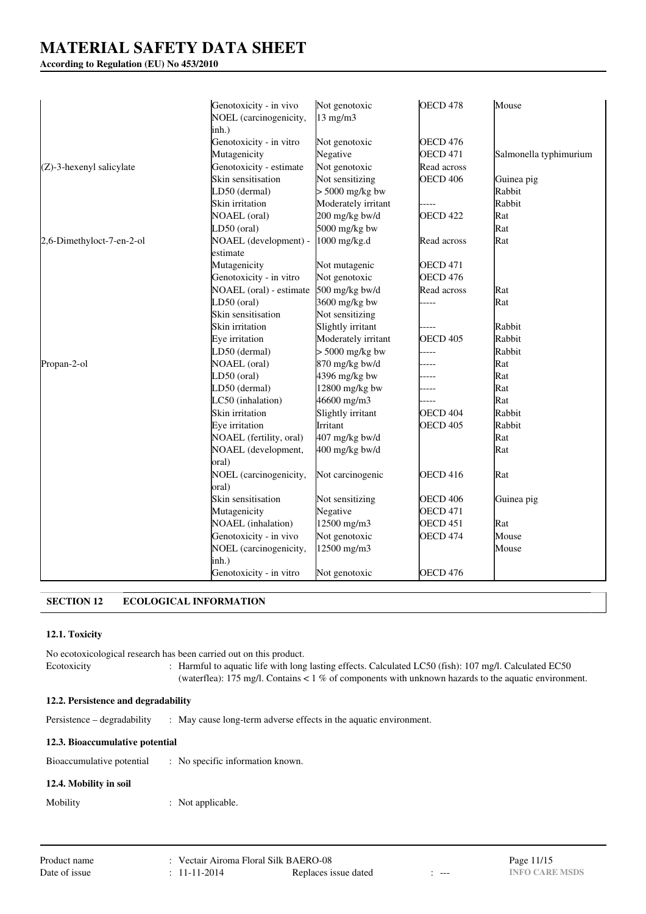| | | | | |
|---|---|---|---|---|
| | Genotoxicity - in vivo | Not genotoxic | OECD 478 | Mouse |
| | NOEL (carcinogenicity, inh.) | 13 mg/m3 | | |
| | Genotoxicity - in vitro | Not genotoxic | OECD 476 | |
| | Mutagenicity | Negative | OECD 471 | Salmonella typhimurium |
| (Z)-3-hexenyl salicylate | Genotoxicity - estimate | Not genotoxic | Read across | |
| | Skin sensitisation | Not sensitizing | OECD 406 | Guinea pig |
| | LD50 (dermal) | > 5000 mg/kg bw | | Rabbit |
| | Skin irritation | Moderately irritant | ----- | Rabbit |
| | NOAEL (oral) | 200 mg/kg bw/d | OECD 422 | Rat |
| | LD50 (oral) | 5000 mg/kg bw | | Rat |
| 2,6-Dimethyloct-7-en-2-ol | NOAEL (development) - estimate | 1000 mg/kg.d | Read across | Rat |
| | Mutagenicity | Not mutagenic | OECD 471 | |
| | Genotoxicity - in vitro | Not genotoxic | OECD 476 | |
| | NOAEL (oral) - estimate | 500 mg/kg bw/d | Read across | Rat |
| | LD50 (oral) | 3600 mg/kg bw | ----- | Rat |
| | Skin sensitisation | Not sensitizing | | |
| | Skin irritation | Slightly irritant | ----- | Rabbit |
| | Eye irritation | Moderately irritant | OECD 405 | Rabbit |
| | LD50 (dermal) | > 5000 mg/kg bw | ----- | Rabbit |
| Propan-2-ol | NOAEL (oral) | 870 mg/kg bw/d | ----- | Rat |
| | LD50 (oral) | 4396 mg/kg bw | ----- | Rat |
| | LD50 (dermal) | 12800 mg/kg bw | ----- | Rat |
| | LC50 (inhalation) | 46600 mg/m3 | ----- | Rat |
| | Skin irritation | Slightly irritant | OECD 404 | Rabbit |
| | Eye irritation | Irritant | OECD 405 | Rabbit |
| | NOAEL (fertility, oral) | 407 mg/kg bw/d | | Rat |
| | NOAEL (development, oral) | 400 mg/kg bw/d | | Rat |
| | NOEL (carcinogenicity, oral) | Not carcinogenic | OECD 416 | Rat |
| | Skin sensitisation | Not sensitizing | OECD 406 | Guinea pig |
| | Mutagenicity | Negative | OECD 471 | |
| | NOAEL (inhalation) | 12500 mg/m3 | OECD 451 | Rat |
| | Genotoxicity - in vivo | Not genotoxic | OECD 474 | Mouse |
| | NOEL (carcinogenicity, inh.) | 12500 mg/m3 | | Mouse |
| | Genotoxicity - in vitro | Not genotoxic | OECD 476 | |

## SECTION 12 ECOLOGICAL INFORMATION

### 12.1. Toxicity

No ecotoxicological research has been carried out on this product.

Ecotoxicity : Harmful to aquatic life with long lasting effects. Calculated LC50 (fish): 107 mg/l. Calculated EC50 (waterflea): 175 mg/l. Contains < 1 % of components with unknown hazards to the aquatic environment.

### 12.2. Persistence and degradability

Persistence – degradability : May cause long-term adverse effects in the aquatic environment.

### 12.3. Bioaccumulative potential

Bioaccumulative potential : No specific information known.

### 12.4. Mobility in soil

Mobility : Not applicable.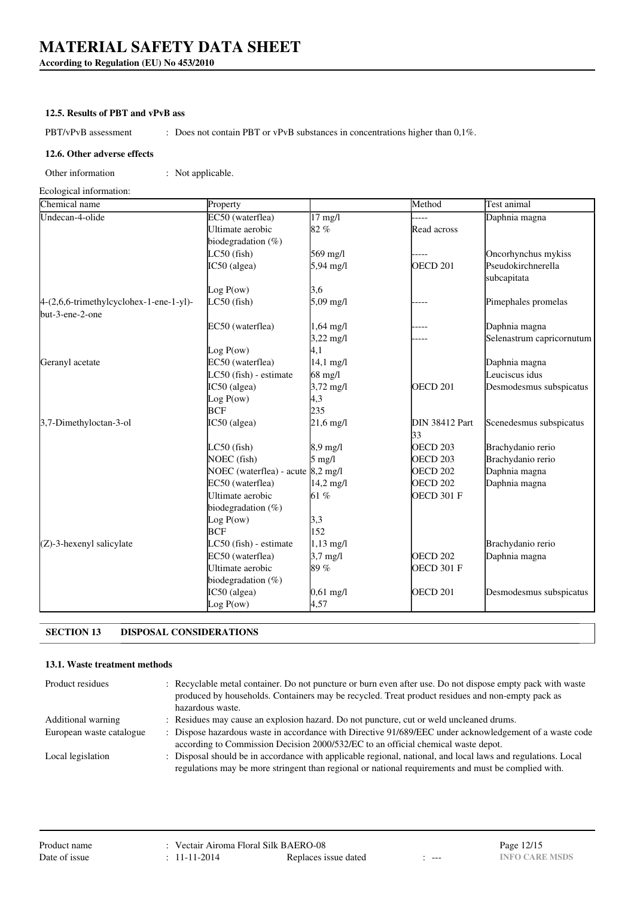#### 12.5. Results of PBT and vPvB ass

PBT/vPvB assessment : Does not contain PBT or vPvB substances in concentrations higher than 0,1%.

#### 12.6. Other adverse effects

Other information : Not applicable.

Ecological information:

| Chemical name | Property | | Method | Test animal |
|---|---|---|---|---|
| Undecan-4-olide | EC50 (waterflea) | 17 mg/l | ----- | Daphnia magna |
| | Ultimate aerobic biodegradation (%) | 82 % | Read across | |
| | LC50 (fish) | 569 mg/l | ----- | Oncorhynchus mykiss |
| | IC50 (algea) | 5,94 mg/l | OECD 201 | Pseudokirchnerella subcapitata |
| | Log P(ow) | 3,6 | | |
| 4-(2,6,6-trimethylcyclohex-1-ene-1-yl)-but-3-ene-2-one | LC50 (fish) | 5,09 mg/l | ----- | Pimephales promelas |
| | EC50 (waterflea) | 1,64 mg/l | ----- | Daphnia magna |
| | | 3,22 mg/l | ----- | Selenastrum capricornutum |
| | Log P(ow) | 4,1 | | |
| Geranyl acetate | EC50 (waterflea) | 14,1 mg/l | | Daphnia magna |
| | LC50 (fish) - estimate | 68 mg/l | | Leuciscus idus |
| | IC50 (algea) | 3,72 mg/l | OECD 201 | Desmodesmus subspicatus |
| | Log P(ow) | 4,3 | | |
| | BCF | 235 | | |
| 3,7-Dimethyloctan-3-ol | IC50 (algea) | 21,6 mg/l | DIN 38412 Part 33 | Scenedesmus subspicatus |
| | LC50 (fish) | 8,9 mg/l | OECD 203 | Brachydanio rerio |
| | NOEC (fish) | 5 mg/l | OECD 203 | Brachydanio rerio |
| | NOEC (waterflea) - acute | 8,2 mg/l | OECD 202 | Daphnia magna |
| | EC50 (waterflea) | 14,2 mg/l | OECD 202 | Daphnia magna |
| | Ultimate aerobic biodegradation (%) | 61 % | OECD 301 F | |
| | Log P(ow) | 3,3 | | |
| | BCF | 152 | | |
| (Z)-3-hexenyl salicylate | LC50 (fish) - estimate | 1,13 mg/l | | Brachydanio rerio |
| | EC50 (waterflea) | 3,7 mg/l | OECD 202 | Daphnia magna |
| | Ultimate aerobic biodegradation (%) | 89 % | OECD 301 F | |
| | IC50 (algea) | 0,61 mg/l | OECD 201 | Desmodesmus subspicatus |
| | Log P(ow) | 4,57 | | |

## SECTION 13 DISPOSAL CONSIDERATIONS

#### 13.1. Waste treatment methods

Product residues : Recyclable metal container. Do not puncture or burn even after use. Do not dispose empty pack with waste produced by households. Containers may be recycled. Treat product residues and non-empty pack as hazardous waste.

Additional warning : Residues may cause an explosion hazard. Do not puncture, cut or weld uncleaned drums.

European waste catalogue : Dispose hazardous waste in accordance with Directive 91/689/EEC under acknowledgement of a waste code according to Commission Decision 2000/532/EC to an official chemical waste depot.

Local legislation : Disposal should be in accordance with applicable regional, national, and local laws and regulations. Local regulations may be more stringent than regional or national requirements and must be complied with.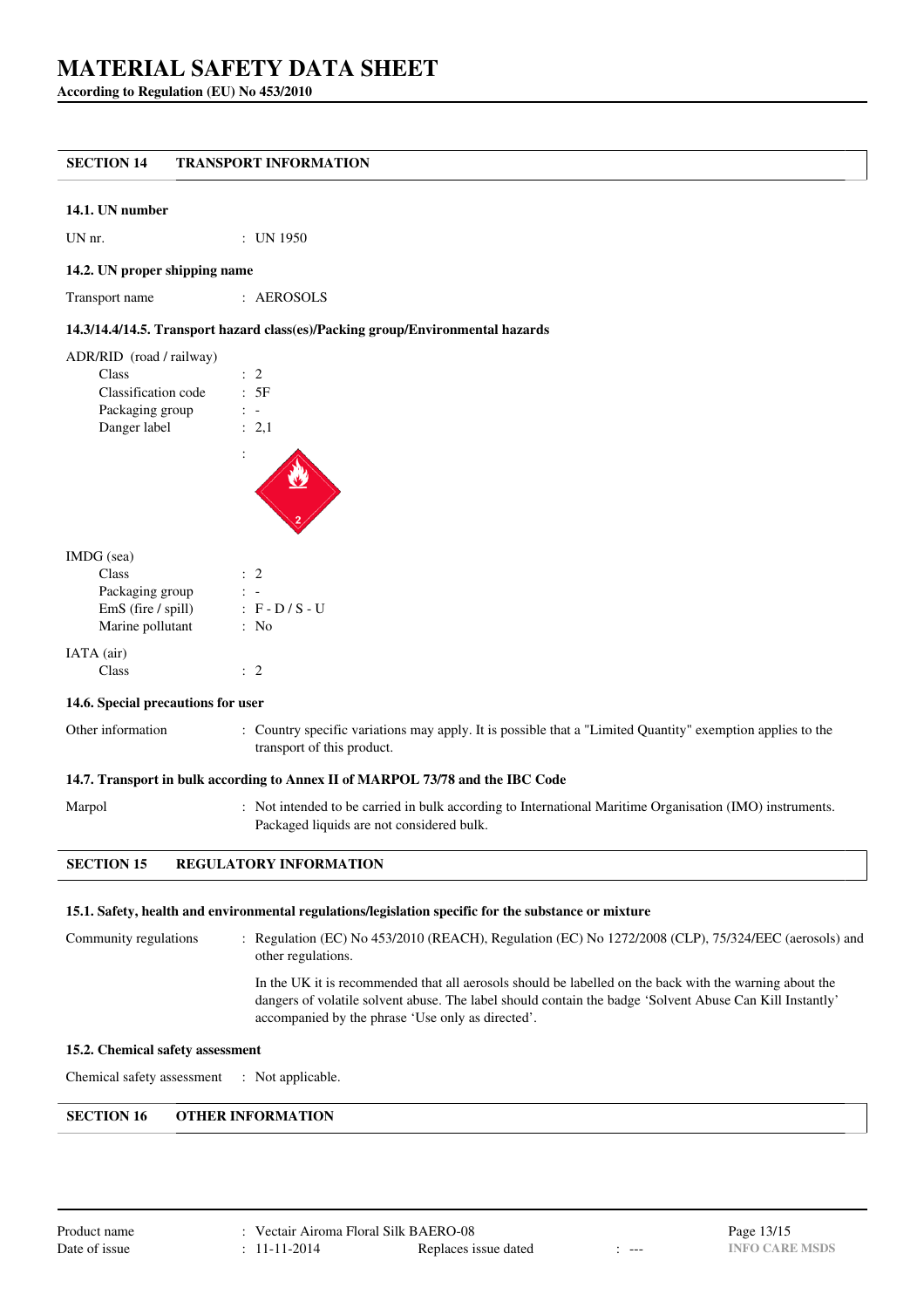# MATERIAL SAFETY DATA SHEET

**According to Regulation (EU) No 453/2010**

## SECTION 14 TRANSPORT INFORMATION

### 14.1. UN number

UN nr. : UN 1950

### 14.2. UN proper shipping name

Transport name : AEROSOLS

### 14.3/14.4/14.5. Transport hazard class(es)/Packing group/Environmental hazards

ADR/RID (road / railway)

- Class : 2
- Classification code : 5F
- Packaging group : -
- Danger label : 2,1

IMDG (sea)

- Class : 2
- Packaging group : -
- EmS (fire / spill) : F - D / S - U
- Marine pollutant : No

IATA (air)

- Class : 2

### 14.6. Special precautions for user

Other information : Country specific variations may apply. It is possible that a "Limited Quantity" exemption applies to the transport of this product.

### 14.7. Transport in bulk according to Annex II of MARPOL 73/78 and the IBC Code

Marpol : Not intended to be carried in bulk according to International Maritime Organisation (IMO) instruments. Packaged liquids are not considered bulk.

## SECTION 15 REGULATORY INFORMATION

### 15.1. Safety, health and environmental regulations/legislation specific for the substance or mixture

Community regulations : Regulation (EC) No 453/2010 (REACH), Regulation (EC) No 1272/2008 (CLP), 75/324/EEC (aerosols) and other regulations.

In the UK it is recommended that all aerosols should be labelled on the back with the warning about the dangers of volatile solvent abuse. The label should contain the badge 'Solvent Abuse Can Kill Instantly' accompanied by the phrase 'Use only as directed'.

### 15.2. Chemical safety assessment

Chemical safety assessment : Not applicable.

## SECTION 16 OTHER INFORMATION

Product name : Vectair Airoma Floral Silk BAERO-08
Date of issue : 11-11-2014 Replaces issue dated : ---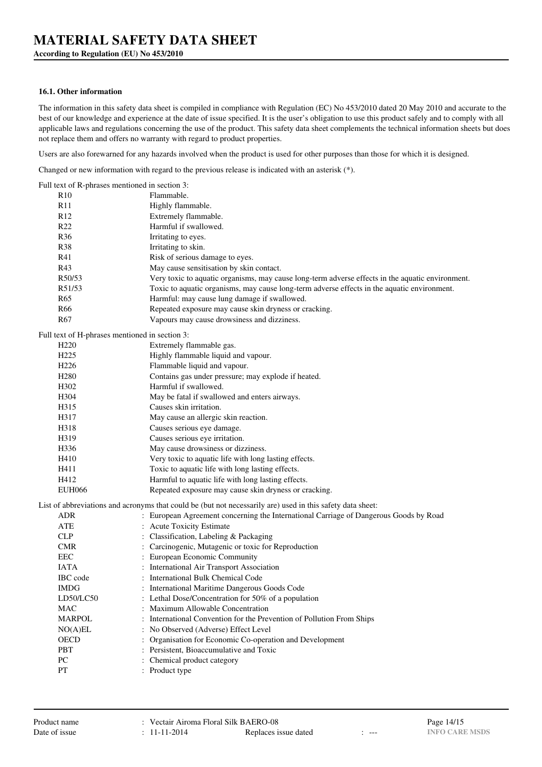### 16.1. Other information

The information in this safety data sheet is compiled in compliance with Regulation (EC) No 453/2010 dated 20 May 2010 and accurate to the best of our knowledge and experience at the date of issue specified. It is the user's obligation to use this product safely and to comply with all applicable laws and regulations concerning the use of the product. This safety data sheet complements the technical information sheets but does not replace them and offers no warranty with regard to product properties.

Users are also forewarned for any hazards involved when the product is used for other purposes than those for which it is designed.

Changed or new information with regard to the previous release is indicated with an asterisk (*).

Full text of R-phrases mentioned in section 3:

| | |
|---|---|
| R10 | Flammable. |
| R11 | Highly flammable. |
| R12 | Extremely flammable. |
| R22 | Harmful if swallowed. |
| R36 | Irritating to eyes. |
| R38 | Irritating to skin. |
| R41 | Risk of serious damage to eyes. |
| R43 | May cause sensitisation by skin contact. |
| R50/53 | Very toxic to aquatic organisms, may cause long-term adverse effects in the aquatic environment. |
| R51/53 | Toxic to aquatic organisms, may cause long-term adverse effects in the aquatic environment. |
| R65 | Harmful: may cause lung damage if swallowed. |
| R66 | Repeated exposure may cause skin dryness or cracking. |
| R67 | Vapours may cause drowsiness and dizziness. |

Full text of H-phrases mentioned in section 3:

| | |
|---|---|
| H220 | Extremely flammable gas. |
| H225 | Highly flammable liquid and vapour. |
| H226 | Flammable liquid and vapour. |
| H280 | Contains gas under pressure; may explode if heated. |
| H302 | Harmful if swallowed. |
| H304 | May be fatal if swallowed and enters airways. |
| H315 | Causes skin irritation. |
| H317 | May cause an allergic skin reaction. |
| H318 | Causes serious eye damage. |
| H319 | Causes serious eye irritation. |
| H336 | May cause drowsiness or dizziness. |
| H410 | Very toxic to aquatic life with long lasting effects. |
| H411 | Toxic to aquatic life with long lasting effects. |
| H412 | Harmful to aquatic life with long lasting effects. |
| EUH066 | Repeated exposure may cause skin dryness or cracking. |

List of abbreviations and acronyms that could be (but not necessarily are) used in this safety data sheet:

| | |
|---|---|
| ADR | : European Agreement concerning the International Carriage of Dangerous Goods by Road |
| ATE | : Acute Toxicity Estimate |
| CLP | : Classification, Labeling & Packaging |
| CMR | : Carcinogenic, Mutagenic or toxic for Reproduction |
| EEC | : European Economic Community |
| IATA | : International Air Transport Association |
| IBC code | : International Bulk Chemical Code |
| IMDG | : International Maritime Dangerous Goods Code |
| LD50/LC50 | : Lethal Dose/Concentration for 50% of a population |
| MAC | : Maximum Allowable Concentration |
| MARPOL | : International Convention for the Prevention of Pollution From Ships |
| NO(A)EL | : No Observed (Adverse) Effect Level |
| OECD | : Organisation for Economic Co-operation and Development |
| PBT | : Persistent, Bioaccumulative and Toxic |
| PC | : Chemical product category |
| PT | : Product type |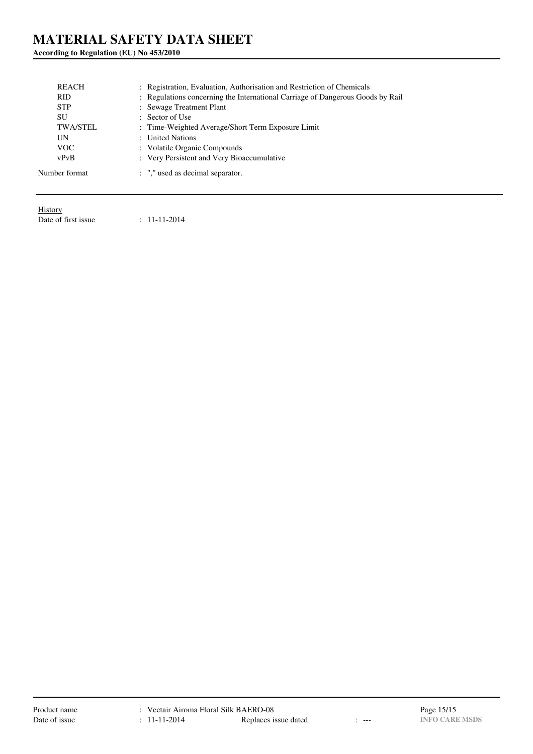| | |
|---|---|
| REACH | : Registration, Evaluation, Authorisation and Restriction of Chemicals |
| RID | : Regulations concerning the International Carriage of Dangerous Goods by Rail |
| STP | : Sewage Treatment Plant |
| SU | : Sector of Use |
| TWA/STEL | : Time-Weighted Average/Short Term Exposure Limit |
| UN | : United Nations |
| VOC | : Volatile Organic Compounds |
| vPvB | : Very Persistent and Very Bioaccumulative |

Number format : "," used as decimal separator.

History

Date of first issue : 11-11-2014